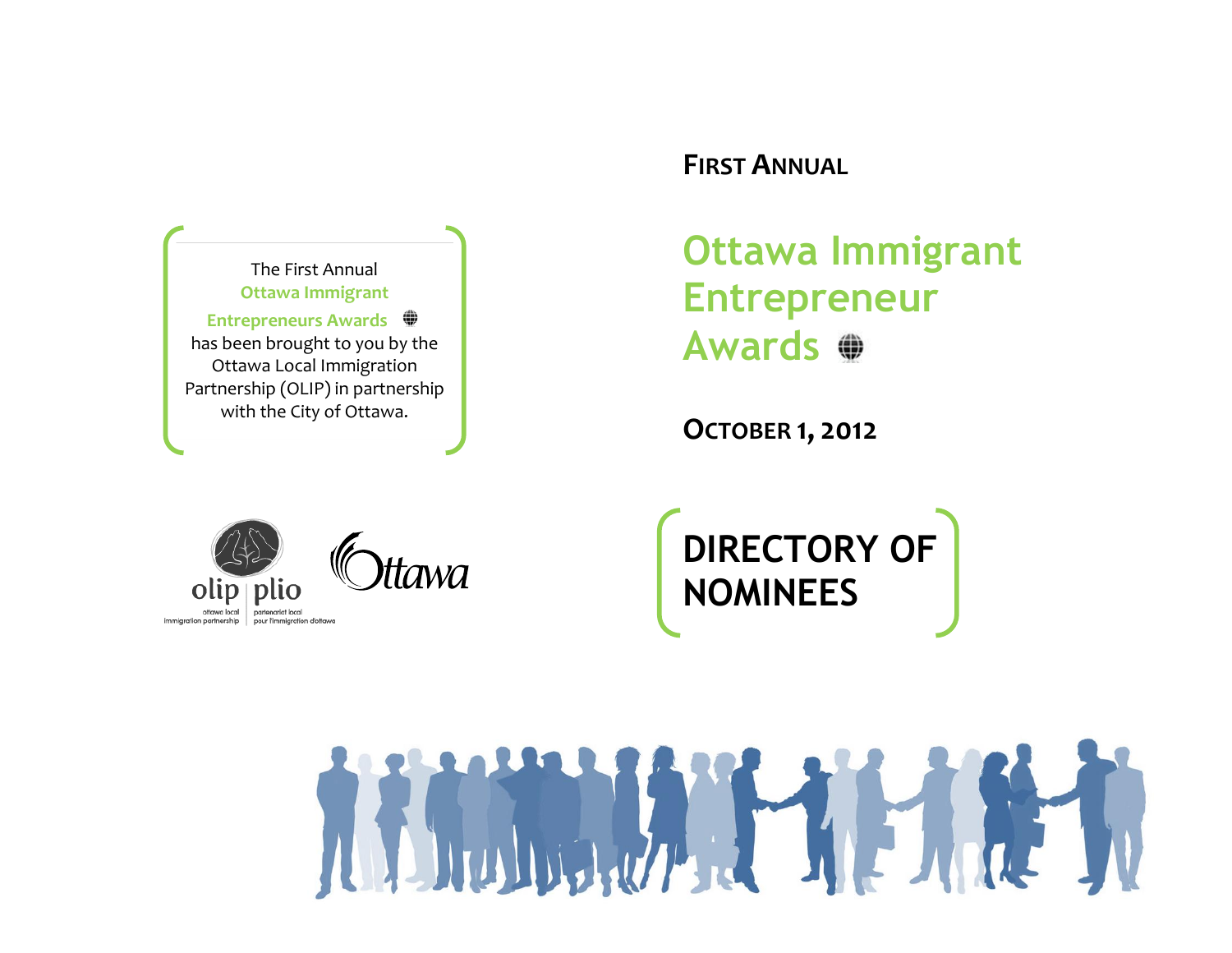FIRST ANNUAL

# Ottawa Immigrant Entrepreneur Awards

OCTOBER 1, 2012

## DIRECTORY OF NOMINEES

The First Annual **Ottawa Immigrant Entrepreneurs Awards** has been brought to you by the Ottawa Local Immigration Partnership (OLIP) in partnership with the City of Ottawa.

olip | plio
ottawa local immigration partnership | partenariat local pour l'immigration d'ottawa

Ottawa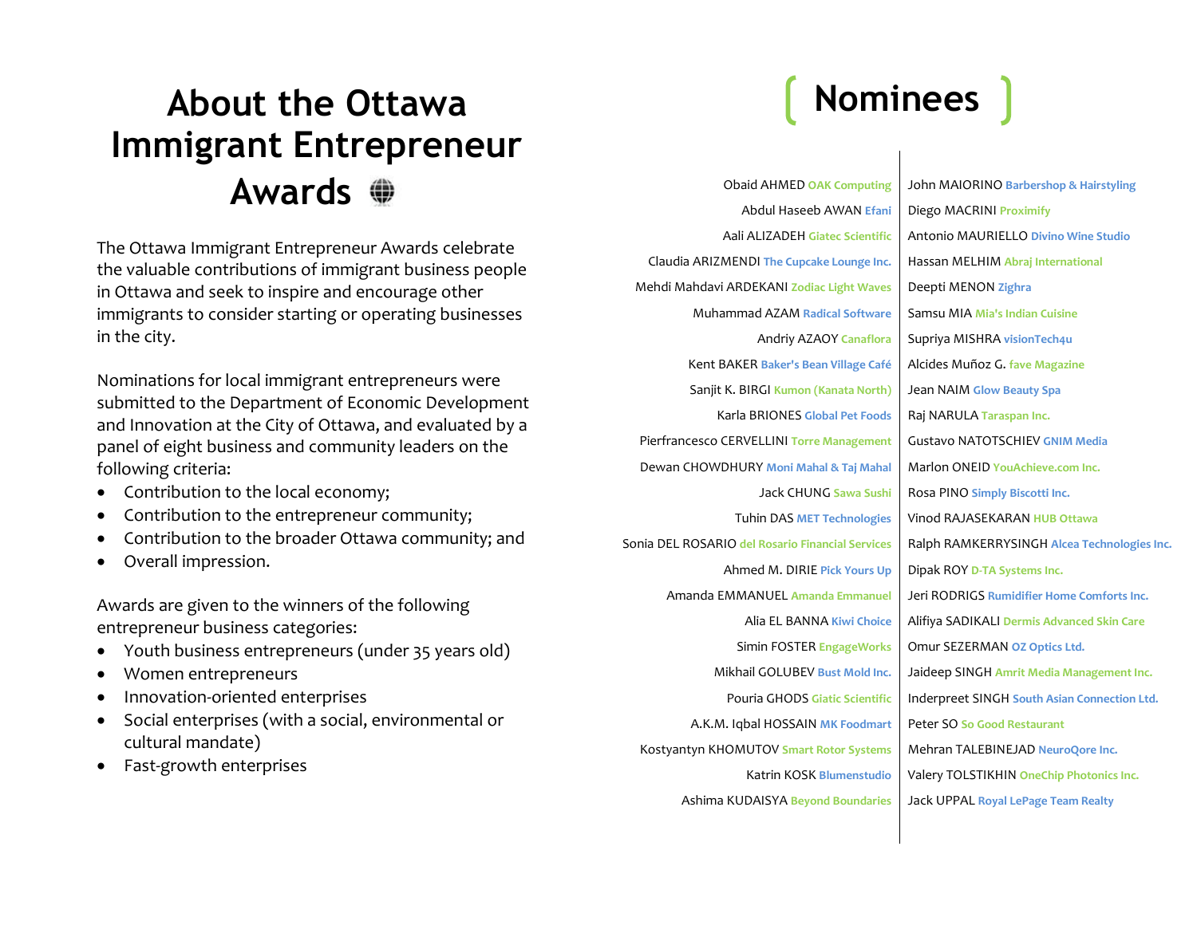# About the Ottawa Immigrant Entrepreneur Awards

The Ottawa Immigrant Entrepreneur Awards celebrate the valuable contributions of immigrant business people in Ottawa and seek to inspire and encourage other immigrants to consider starting or operating businesses in the city.

Nominations for local immigrant entrepreneurs were submitted to the Department of Economic Development and Innovation at the City of Ottawa, and evaluated by a panel of eight business and community leaders on the following criteria:

- Contribution to the local economy;
- Contribution to the entrepreneur community;
- Contribution to the broader Ottawa community; and
- Overall impression.

Awards are given to the winners of the following entrepreneur business categories:

- Youth business entrepreneurs (under 35 years old)
- Women entrepreneurs
- Innovation-oriented enterprises
- Social enterprises (with a social, environmental or cultural mandate)
- Fast-growth enterprises

# Nominees

Obaid AHMED OAK Computing
Abdul Haseeb AWAN Efani
Aali ALIZADEH Giatec Scientific
Claudia ARIZMENDI The Cupcake Lounge Inc.
Mehdi Mahdavi ARDEKANI Zodiac Light Waves
Muhammad AZAM Radical Software
Andriy AZAOY Canaflora
Kent BAKER Baker's Bean Village Café
Sanjit K. BIRGI Kumon (Kanata North)
Karla BRIONES Global Pet Foods
Pierfrancesco CERVELLINI Torre Management
Dewan CHOWDHURY Moni Mahal & Taj Mahal
Jack CHUNG Sawa Sushi
Tuhin DAS MET Technologies
Sonia DEL ROSARIO del Rosario Financial Services
Ahmed M. DIRIE Pick Yours Up
Amanda EMMANUEL Amanda Emmanuel
Alia EL BANNA Kiwi Choice
Simin FOSTER EngageWorks
Mikhail GOLUBEV Bust Mold Inc.
Pouria GHODS Giatic Scientific
A.K.M. Iqbal HOSSAIN MK Foodmart
Kostyantyn KHOMUTOV Smart Rotor Systems
Katrin KOSK Blumenstudio
Ashima KUDAISYA Beyond Boundaries
John MAIORINO Barbershop & Hairstyling
Diego MACRINI Proximify
Antonio MAURIELLO Divino Wine Studio
Hassan MELHIM Abraj International
Deepti MENON Zighra
Samsu MIA Mia's Indian Cuisine
Supriya MISHRA visionTech4u
Alcides Muñoz G. fave Magazine
Jean NAIM Glow Beauty Spa
Raj NARULA Taraspan Inc.
Gustavo NATOTSCHIEV GNIM Media
Marlon ONEID YouAchieve.com Inc.
Rosa PINO Simply Biscotti Inc.
Vinod RAJASEKARAN HUB Ottawa
Ralph RAMKERRYSINGH Alcea Technologies Inc.
Dipak ROY D-TA Systems Inc.
Jeri RODRIGS Rumidifier Home Comforts Inc.
Alifiya SADIKALI Dermis Advanced Skin Care
Omur SEZERMAN OZ Optics Ltd.
Jaideep SINGH Amrit Media Management Inc.
Inderpreet SINGH South Asian Connection Ltd.
Peter SO So Good Restaurant
Mehran TALEBINEJAD NeuroQore Inc.
Valery TOLSTIKHIN OneChip Photonics Inc.
Jack UPPAL Royal LePage Team Realty